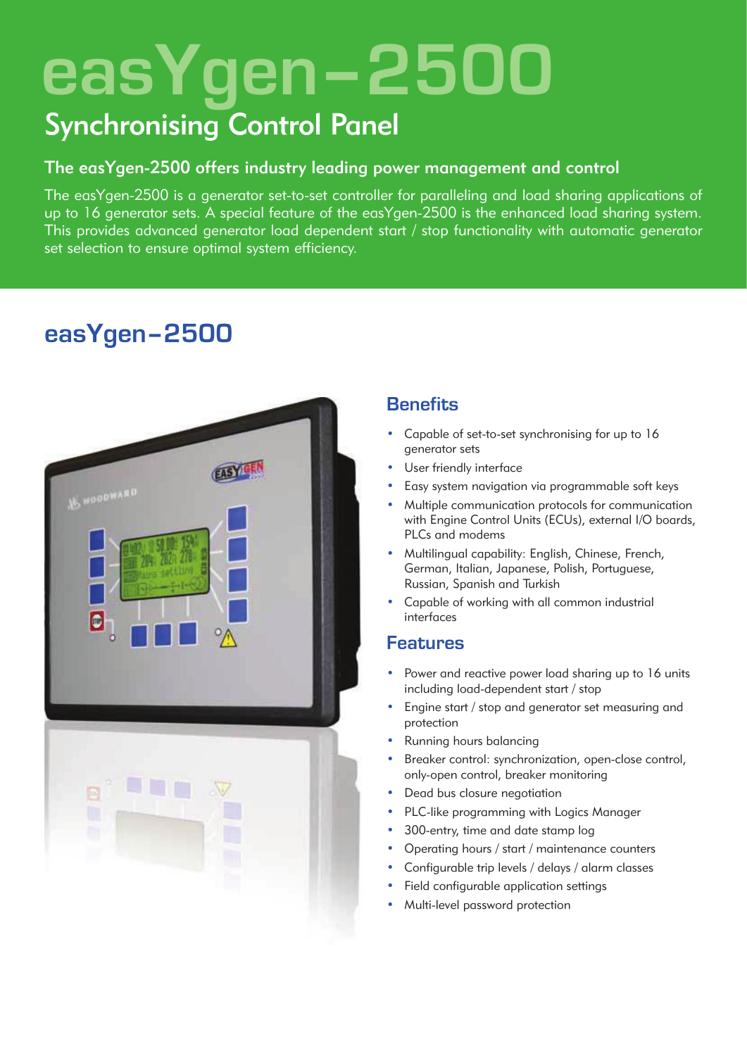# easYgen–2500

## Synchronising Control Panel

### The easYgen-2500 offers industry leading power management and control

The easYgen-2500 is a generator set-to-set controller for paralleling and load sharing applications of up to 16 generator sets. A special feature of the easYgen-2500 is the enhanced load sharing system. This provides advanced generator load dependent start / stop functionality with automatic generator set selection to ensure optimal system efficiency.

## easYgen–2500

### Benefits

- Capable of set-to-set synchronising for up to 16 generator sets
- User friendly interface
- Easy system navigation via programmable soft keys
- Multiple communication protocols for communication with Engine Control Units (ECUs), external I/O boards, PLCs and modems
- Multilingual capability: English, Chinese, French, German, Italian, Japanese, Polish, Portuguese, Russian, Spanish and Turkish
- Capable of working with all common industrial interfaces

### Features

- Power and reactive power load sharing up to 16 units including load-dependent start / stop
- Engine start / stop and generator set measuring and protection
- Running hours balancing
- Breaker control: synchronization, open-close control, only-open control, breaker monitoring
- Dead bus closure negotiation
- PLC-like programming with Logics Manager
- 300-entry, time and date stamp log
- Operating hours / start / maintenance counters
- Configurable trip levels / delays / alarm classes
- Field configurable application settings
- Multi-level password protection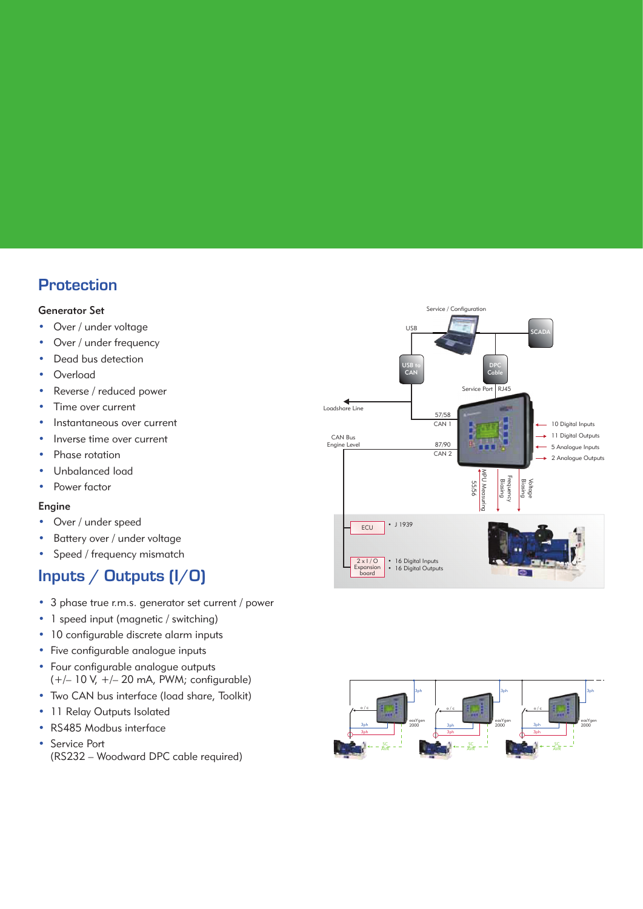## Protection

### Generator Set

- Over / under voltage
- Over / under frequency
- Dead bus detection
- Overload
- Reverse / reduced power
- Time over current
- Instantaneous over current
- Inverse time over current
- Phase rotation
- Unbalanced load
- Power factor

### Engine

- Over / under speed
- Battery over / under voltage
- Speed / frequency mismatch

## Inputs / Outputs (I/O)

- 3 phase true r.m.s. generator set current / power
- 1 speed input (magnetic / switching)
- 10 configurable discrete alarm inputs
- Five configurable analogue inputs
- Four configurable analogue outputs (+/– 10 V, +/– 20 mA, PWM; configurable)
- Two CAN bus interface (load share, Toolkit)
- 11 Relay Outputs Isolated
- RS485 Modbus interface
- Service Port (RS232 – Woodward DPC cable required)

Service / Configuration
USB
SCADA
USB to CAN
DPC Cable
Service Port | RJ45
Loadshare Line
57/58
CAN 1
CAN Bus
Engine Level
87/90
CAN 2
10 Digital Inputs
11 Digital Outputs
5 Analogue Inputs
2 Analogue Outputs
55/56
MPU Measuring
Frequency Biasing
Voltage Biasing
ECU
• J 1939
2 x I / O Expansion board
• 16 Digital Inputs
• 16 Digital Outputs

3ph
o / c
easYgen 2000
3ph
3ph
SC
AVR